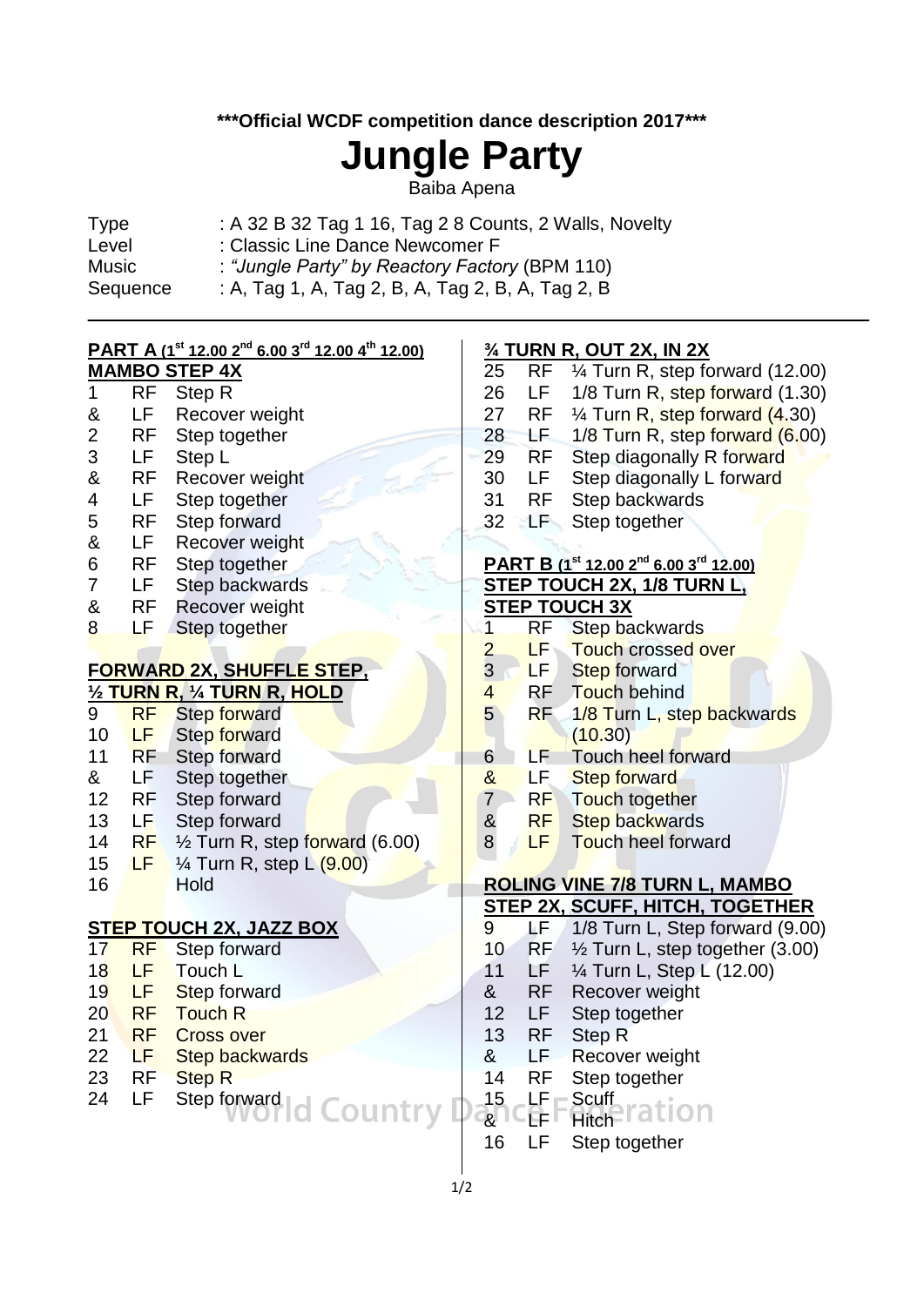**\*\*\*Official WCDF competition dance description 2017\*\*\***

# Jungle Party

Baiba Apena

| | |
|---|---|
| Type | : A 32 B 32 Tag 1 16, Tag 2 8 Counts, 2 Walls, Novelty |
| Level | : Classic Line Dance Newcomer F |
| Music | : *"Jungle Party" by Reactory Factory* (BPM 110) |
| Sequence | : A, Tag 1, A, Tag 2, B, A, Tag 2, B, A, Tag 2, B |

## PART A (1st 12.00 2nd 6.00 3rd 12.00 4th 12.00)

### MAMBO STEP 4X

| | | |
|---|---|---|
| 1 | RF | Step R |
| & | LF | Recover weight |
| 2 | RF | Step together |
| 3 | LF | Step L |
| & | RF | Recover weight |
| 4 | LF | Step together |
| 5 | RF | Step forward |
| & | LF | Recover weight |
| 6 | RF | Step together |
| 7 | LF | Step backwards |
| & | RF | Recover weight |
| 8 | LF | Step together |

### FORWARD 2X, SHUFFLE STEP, ½ TURN R, ¼ TURN R, HOLD

| | | |
|---|---|---|
| 9 | RF | Step forward |
| 10 | LF | Step forward |
| 11 | RF | Step forward |
| & | LF | Step together |
| 12 | RF | Step forward |
| 13 | LF | Step forward |
| 14 | RF | ½ Turn R, step forward (6.00) |
| 15 | LF | ¼ Turn R, step L (9.00) |
| 16 | | Hold |

### STEP TOUCH 2X, JAZZ BOX

| | | |
|---|---|---|
| 17 | RF | Step forward |
| 18 | LF | Touch L |
| 19 | LF | Step forward |
| 20 | RF | Touch R |
| 21 | RF | Cross over |
| 22 | LF | Step backwards |
| 23 | RF | Step R |
| 24 | LF | Step forward |

### ¾ TURN R, OUT 2X, IN 2X

| | | |
|---|---|---|
| 25 | RF | ¼ Turn R, step forward (12.00) |
| 26 | LF | 1/8 Turn R, step forward (1.30) |
| 27 | RF | ¼ Turn R, step forward (4.30) |
| 28 | LF | 1/8 Turn R, step forward (6.00) |
| 29 | RF | Step diagonally R forward |
| 30 | LF | Step diagonally L forward |
| 31 | RF | Step backwards |
| 32 | LF | Step together |

## PART B (1st 12.00 2nd 6.00 3rd 12.00)

### STEP TOUCH 2X, 1/8 TURN L, STEP TOUCH 3X

| | | |
|---|---|---|
| 1 | RF | Step backwards |
| 2 | LF | Touch crossed over |
| 3 | LF | Step forward |
| 4 | RF | Touch behind |
| 5 | RF | 1/8 Turn L, step backwards (10.30) |
| 6 | LF | Touch heel forward |
| & | LF | Step forward |
| 7 | RF | Touch together |
| & | RF | Step backwards |
| 8 | LF | Touch heel forward |

### ROLING VINE 7/8 TURN L, MAMBO STEP 2X, SCUFF, HITCH, TOGETHER

| | | |
|---|---|---|
| 9 | LF | 1/8 Turn L, Step forward (9.00) |
| 10 | RF | ½ Turn L, step together (3.00) |
| 11 | LF | ¼ Turn L, Step L (12.00) |
| & | RF | Recover weight |
| 12 | LF | Step together |
| 13 | RF | Step R |
| & | LF | Recover weight |
| 14 | RF | Step together |
| 15 | LF | Scuff |
| & | LF | Hitch |
| 16 | LF | Step together |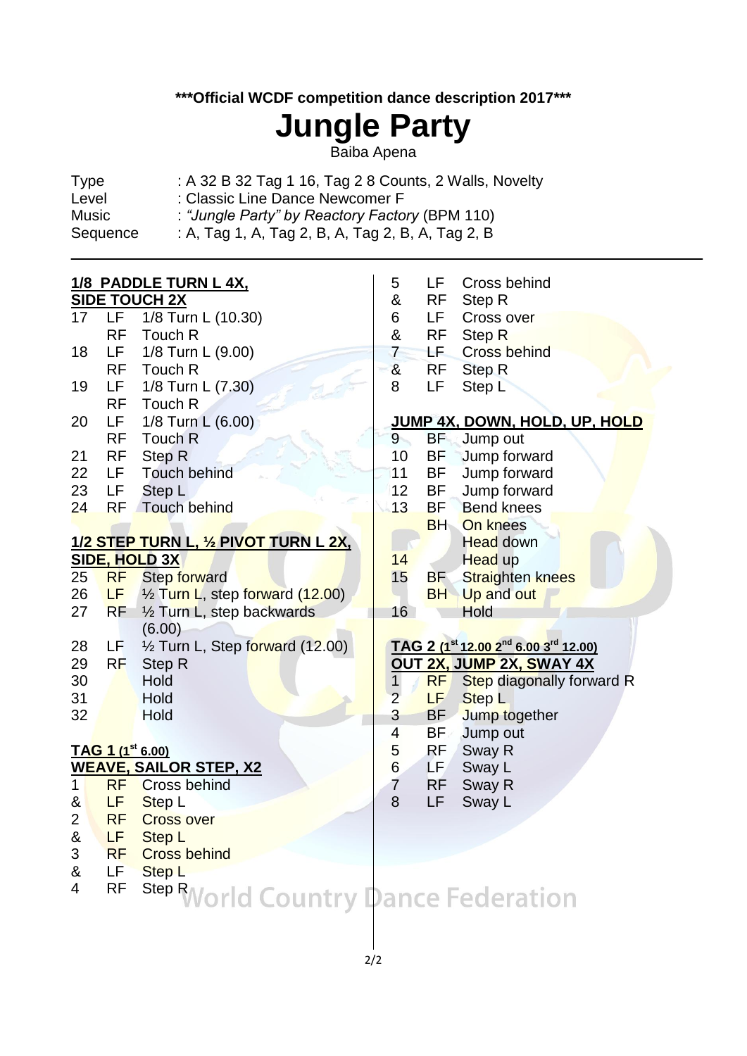***Official WCDF competition dance description 2017***

# Jungle Party

Baiba Apena

| | |
|---|---|
| Type | : A 32 B 32 Tag 1 16, Tag 2 8 Counts, 2 Walls, Novelty |
| Level | : Classic Line Dance Newcomer F |
| Music | : *"Jungle Party" by Reactory Factory* (BPM 110) |
| Sequence | : A, Tag 1, A, Tag 2, B, A, Tag 2, B, A, Tag 2, B |

**1/8 PADDLE TURN L 4X, SIDE TOUCH 2X**

| | | |
|---|---|---|
| 17 | LF | 1/8 Turn L (10.30) |
| | RF | Touch R |
| 18 | LF | 1/8 Turn L (9.00) |
| | RF | Touch R |
| 19 | LF | 1/8 Turn L (7.30) |
| | RF | Touch R |
| 20 | LF | 1/8 Turn L (6.00) |
| | RF | Touch R |
| 21 | RF | Step R |
| 22 | LF | Touch behind |
| 23 | LF | Step L |
| 24 | RF | Touch behind |

**1/2 STEP TURN L, ½ PIVOT TURN L 2X, SIDE, HOLD 3X**

| | | |
|---|---|---|
| 25 | RF | Step forward |
| 26 | LF | ½ Turn L, step forward (12.00) |
| 27 | RF | ½ Turn L, step backwards (6.00) |
| 28 | LF | ½ Turn L, Step forward (12.00) |
| 29 | RF | Step R |
| 30 | | Hold |
| 31 | | Hold |
| 32 | | Hold |

**TAG 1 (1st 6.00)**
**WEAVE, SAILOR STEP, X2**

| | | |
|---|---|---|
| 1 | RF | Cross behind |
| & | LF | Step L |
| 2 | RF | Cross over |
| & | LF | Step L |
| 3 | RF | Cross behind |
| & | LF | Step L |
| 4 | RF | Step R |
| 5 | LF | Cross behind |
| & | RF | Step R |
| 6 | LF | Cross over |
| & | RF | Step R |
| 7 | LF | Cross behind |
| & | RF | Step R |
| 8 | LF | Step L |

**JUMP 4X, DOWN, HOLD, UP, HOLD**

| | | |
|---|---|---|
| 9 | BF | Jump out |
| 10 | BF | Jump forward |
| 11 | BF | Jump forward |
| 12 | BF | Jump forward |
| 13 | BF | Bend knees |
| | BH | On knees |
| | | Head down |
| 14 | | Head up |
| 15 | BF | Straighten knees |
| | BH | Up and out |
| 16 | | Hold |

**TAG 2 (1st 12.00 2nd 6.00 3rd 12.00)**
**OUT 2X, JUMP 2X, SWAY 4X**

| | | |
|---|---|---|
| 1 | RF | Step diagonally forward R |
| 2 | LF | Step L |
| 3 | BF | Jump together |
| 4 | BF | Jump out |
| 5 | RF | Sway R |
| 6 | LF | Sway L |
| 7 | RF | Sway R |
| 8 | LF | Sway L |

World Country Dance Federation